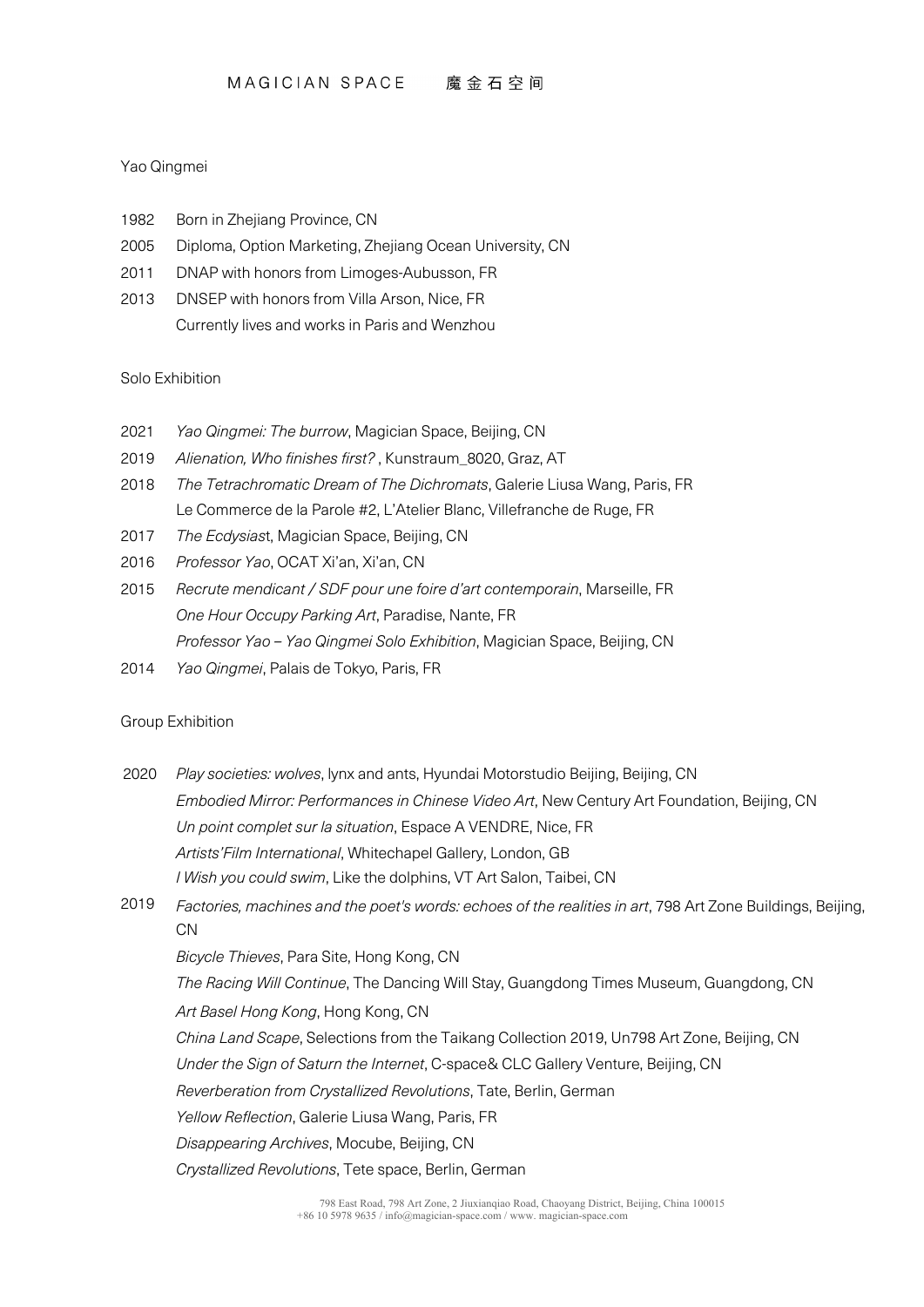MAGICIAN SPACE 魔金石空间

Yao Qingmei

1982 Born in Zhejiang Province, CN
2005 Diploma, Option Marketing, Zhejiang Ocean University, CN
2011 DNAP with honors from Limoges-Aubusson, FR
2013 DNSEP with honors from Villa Arson, Nice, FR
Currently lives and works in Paris and Wenzhou

## Solo Exhibition

2021 *Yao Qingmei: The burrow*, Magician Space, Beijing, CN
2019 *Alienation, Who finishes first?* , Kunstraum_8020, Graz, AT
2018 *The Tetrachromatic Dream of The Dichromats*, Galerie Liusa Wang, Paris, FR
Le Commerce de la Parole #2, L'Atelier Blanc, Villefranche de Ruge, FR
2017 *The Ecdysias*t, Magician Space, Beijing, CN
2016 *Professor Yao*, OCAT Xi'an, Xi'an, CN
2015 *Recrute mendicant / SDF pour une foire d'art contemporain*, Marseille, FR
*One Hour Occupy Parking Art*, Paradise, Nante, FR
*Professor Yao – Yao Qingmei Solo Exhibition*, Magician Space, Beijing, CN
2014 *Yao Qingmei*, Palais de Tokyo, Paris, FR

## Group Exhibition

2020 *Play societies: wolves*, lynx and ants, Hyundai Motorstudio Beijing, Beijing, CN
*Embodied Mirror: Performances in Chinese Video Art*, New Century Art Foundation, Beijing, CN
*Un point complet sur la situation*, Espace A VENDRE, Nice, FR
*Artists'Film International*, Whitechapel Gallery, London, GB
*I Wish you could swim*, Like the dolphins, VT Art Salon, Taibei, CN
2019 *Factories, machines and the poet's words: echoes of the realities in art*, 798 Art Zone Buildings, Beijing, CN
*Bicycle Thieves*, Para Site, Hong Kong, CN
*The Racing Will Continue*, The Dancing Will Stay, Guangdong Times Museum, Guangdong, CN
*Art Basel Hong Kong*, Hong Kong, CN
*China Land Scape*, Selections from the Taikang Collection 2019, Un798 Art Zone, Beijing, CN
*Under the Sign of Saturn the Internet*, C-space& CLC Gallery Venture, Beijing, CN
*Reverberation from Crystallized Revolutions*, Tate, Berlin, German
*Yellow Reflection*, Galerie Liusa Wang, Paris, FR
*Disappearing Archives*, Mocube, Beijing, CN
*Crystallized Revolutions*, Tete space, Berlin, German

798 East Road, 798 Art Zone, 2 Jiuxianqiao Road, Chaoyang District, Beijing, China 100015
+86 10 5978 9635 / info@magician-space.com / www. magician-space.com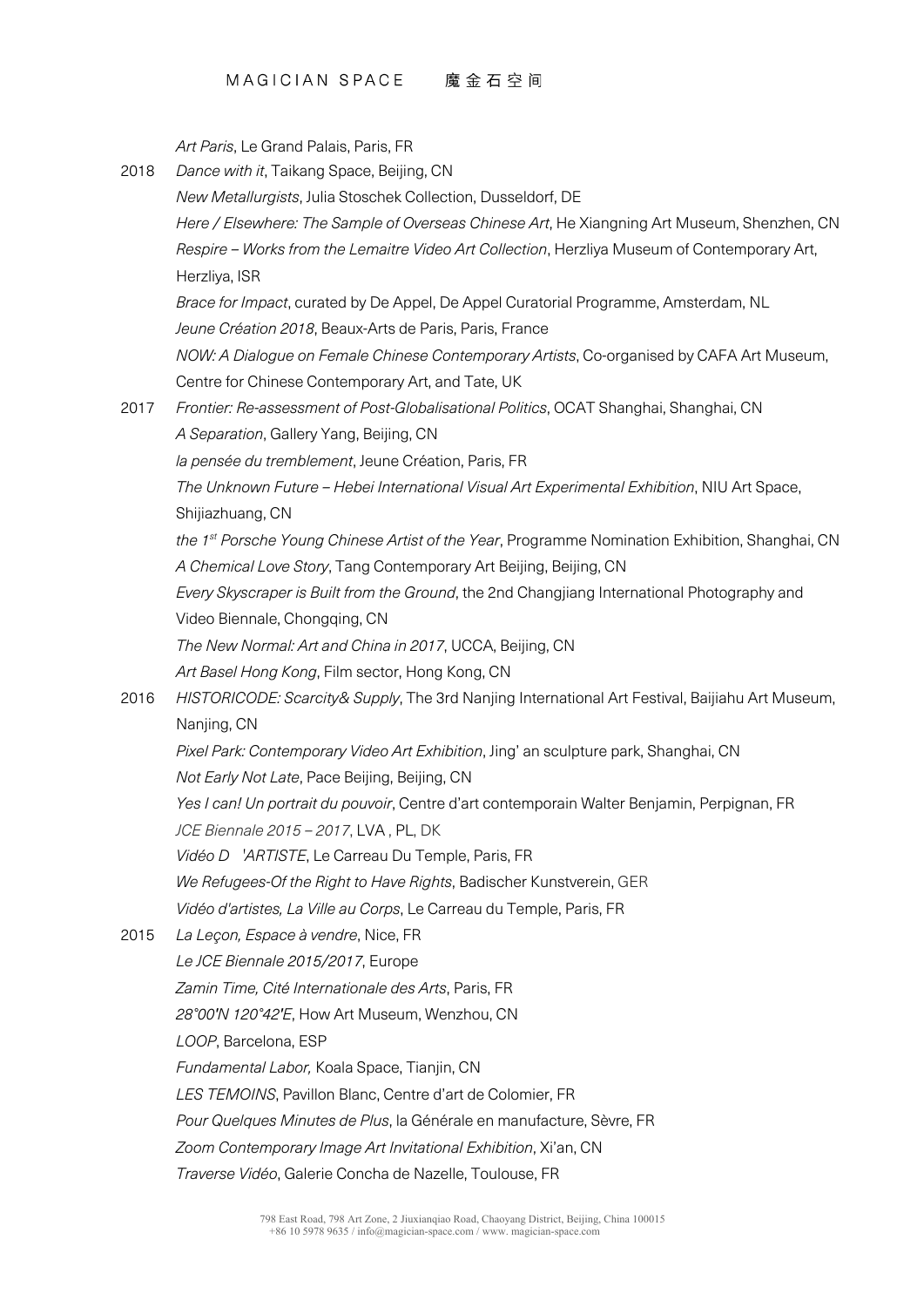*Art Paris*, Le Grand Palais, Paris, FR

2018 *Dance with it*, Taikang Space, Beijing, CN

*New Metallurgists*, Julia Stoschek Collection, Dusseldorf, DE

*Here / Elsewhere: The Sample of Overseas Chinese Art*, He Xiangning Art Museum, Shenzhen, CN

*Respire – Works from the Lemaitre Video Art Collection*, Herzliya Museum of Contemporary Art, Herzliya, ISR

*Brace for Impact*, curated by De Appel, De Appel Curatorial Programme, Amsterdam, NL

*Jeune Création 2018*, Beaux-Arts de Paris, Paris, France

*NOW: A Dialogue on Female Chinese Contemporary Artists*, Co-organised by CAFA Art Museum, Centre for Chinese Contemporary Art, and Tate, UK

2017 *Frontier: Re-assessment of Post-Globalisational Politics*, OCAT Shanghai, Shanghai, CN

*A Separation*, Gallery Yang, Beijing, CN

*la pensée du tremblement*, Jeune Création, Paris, FR

*The Unknown Future – Hebei International Visual Art Experimental Exhibition*, NIU Art Space, Shijiazhuang, CN

*the 1st Porsche Young Chinese Artist of the Year*, Programme Nomination Exhibition, Shanghai, CN

*A Chemical Love Story*, Tang Contemporary Art Beijing, Beijing, CN

*Every Skyscraper is Built from the Ground*, the 2nd Changjiang International Photography and Video Biennale, Chongqing, CN

*The New Normal: Art and China in 2017*, UCCA, Beijing, CN

*Art Basel Hong Kong*, Film sector, Hong Kong, CN

2016 *HISTORICODE: Scarcity& Supply*, The 3rd Nanjing International Art Festival, Baijiahu Art Museum, Nanjing, CN

*Pixel Park: Contemporary Video Art Exhibition*, Jing' an sculpture park, Shanghai, CN

*Not Early Not Late*, Pace Beijing, Beijing, CN

*Yes I can! Un portrait du pouvoir*, Centre d'art contemporain Walter Benjamin, Perpignan, FR

*JCE Biennale 2015 – 2017*, LVA , PL, DK

*Vidéo D 'ARTISTE*, Le Carreau Du Temple, Paris, FR

*We Refugees-Of the Right to Have Rights*, Badischer Kunstverein, GER

*Vidéo d'artistes, La Ville au Corps*, Le Carreau du Temple, Paris, FR

2015 *La Leçon, Espace à vendre*, Nice, FR

*Le JCE Biennale 2015/2017*, Europe

*Zamin Time, Cité Internationale des Arts*, Paris, FR

*28°00'N 120°42'E*, How Art Museum, Wenzhou, CN

*LOOP*, Barcelona, ESP

*Fundamental Labor,* Koala Space, Tianjin, CN

*LES TEMOINS*, Pavillon Blanc, Centre d'art de Colomier, FR

*Pour Quelques Minutes de Plus*, la Générale en manufacture, Sèvre, FR

*Zoom Contemporary Image Art Invitational Exhibition*, Xi'an, CN

*Traverse Vidéo*, Galerie Concha de Nazelle, Toulouse, FR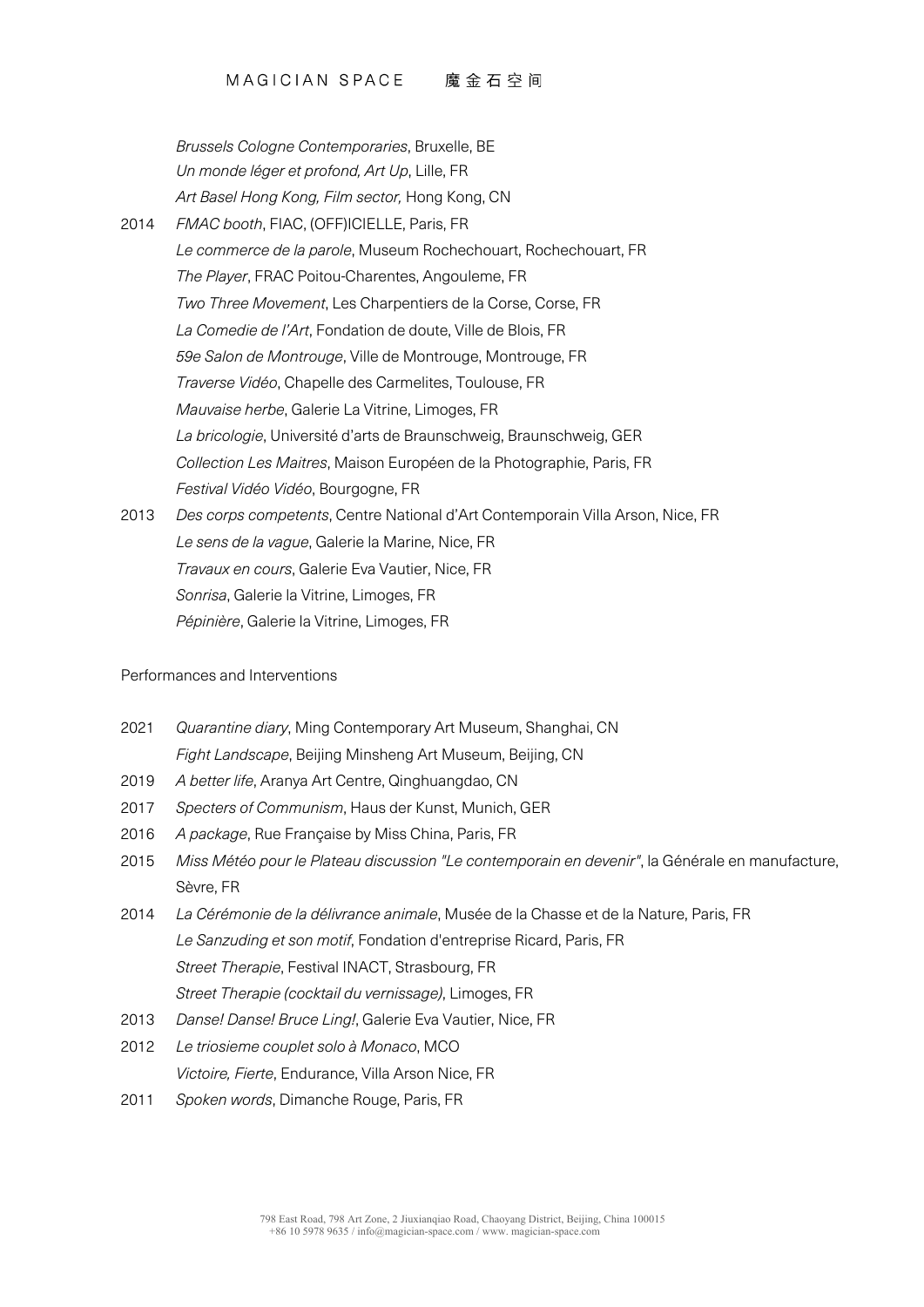*Brussels Cologne Contemporaries*, Bruxelle, BE
*Un monde léger et profond, Art Up*, Lille, FR
*Art Basel Hong Kong, Film sector,* Hong Kong, CN

2014 *FMAC booth*, FIAC, (OFF)ICIELLE, Paris, FR
*Le commerce de la parole*, Museum Rochechouart, Rochechouart, FR
*The Player*, FRAC Poitou-Charentes, Angouleme, FR
*Two Three Movement*, Les Charpentiers de la Corse, Corse, FR
*La Comedie de l'Art*, Fondation de doute, Ville de Blois, FR
*59e Salon de Montrouge*, Ville de Montrouge, Montrouge, FR
*Traverse Vidéo*, Chapelle des Carmelites, Toulouse, FR
*Mauvaise herbe*, Galerie La Vitrine, Limoges, FR
*La bricologie*, Université d'arts de Braunschweig, Braunschweig, GER
*Collection Les Maitres*, Maison Européen de la Photographie, Paris, FR
*Festival Vidéo Vidéo*, Bourgogne, FR

2013 *Des corps competents*, Centre National d'Art Contemporain Villa Arson, Nice, FR
*Le sens de la vague*, Galerie la Marine, Nice, FR
*Travaux en cours*, Galerie Eva Vautier, Nice, FR
*Sonrisa*, Galerie la Vitrine, Limoges, FR
*Pépinière*, Galerie la Vitrine, Limoges, FR

Performances and Interventions

2021 *Quarantine diary*, Ming Contemporary Art Museum, Shanghai, CN
*Fight Landscape*, Beijing Minsheng Art Museum, Beijing, CN

2019 *A better life*, Aranya Art Centre, Qinghuangdao, CN

2017 *Specters of Communism*, Haus der Kunst, Munich, GER

2016 *A package*, Rue Française by Miss China, Paris, FR

2015 *Miss Météo pour le Plateau discussion "Le contemporain en devenir"*, la Générale en manufacture, Sèvre, FR

2014 *La Cérémonie de la délivrance animale*, Musée de la Chasse et de la Nature, Paris, FR
*Le Sanzuding et son motif*, Fondation d'entreprise Ricard, Paris, FR
*Street Therapie*, Festival INACT, Strasbourg, FR
*Street Therapie (cocktail du vernissage)*, Limoges, FR

2013 *Danse! Danse! Bruce Ling!*, Galerie Eva Vautier, Nice, FR

2012 *Le triosieme couplet solo à Monaco*, MCO
*Victoire, Fierte*, Endurance, Villa Arson Nice, FR

2011 *Spoken words*, Dimanche Rouge, Paris, FR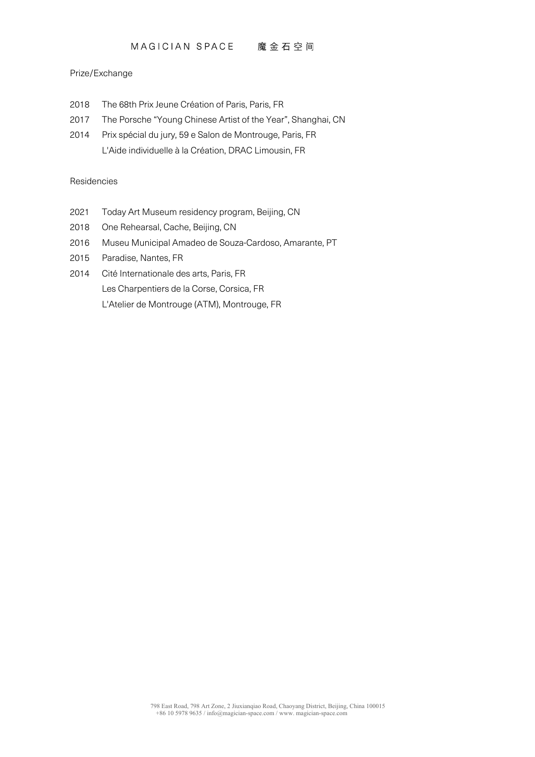Prize/Exchange

2018 The 68th Prix Jeune Création of Paris, Paris, FR

2017 The Porsche "Young Chinese Artist of the Year", Shanghai, CN

2014 Prix spécial du jury, 59 e Salon de Montrouge, Paris, FR

L'Aide individuelle à la Création, DRAC Limousin, FR

Residencies

2021 Today Art Museum residency program, Beijing, CN

2018 One Rehearsal, Cache, Beijing, CN

2016 Museu Municipal Amadeo de Souza-Cardoso, Amarante, PT

2015 Paradise, Nantes, FR

2014 Cité Internationale des arts, Paris, FR

Les Charpentiers de la Corse, Corsica, FR

L'Atelier de Montrouge (ATM), Montrouge, FR